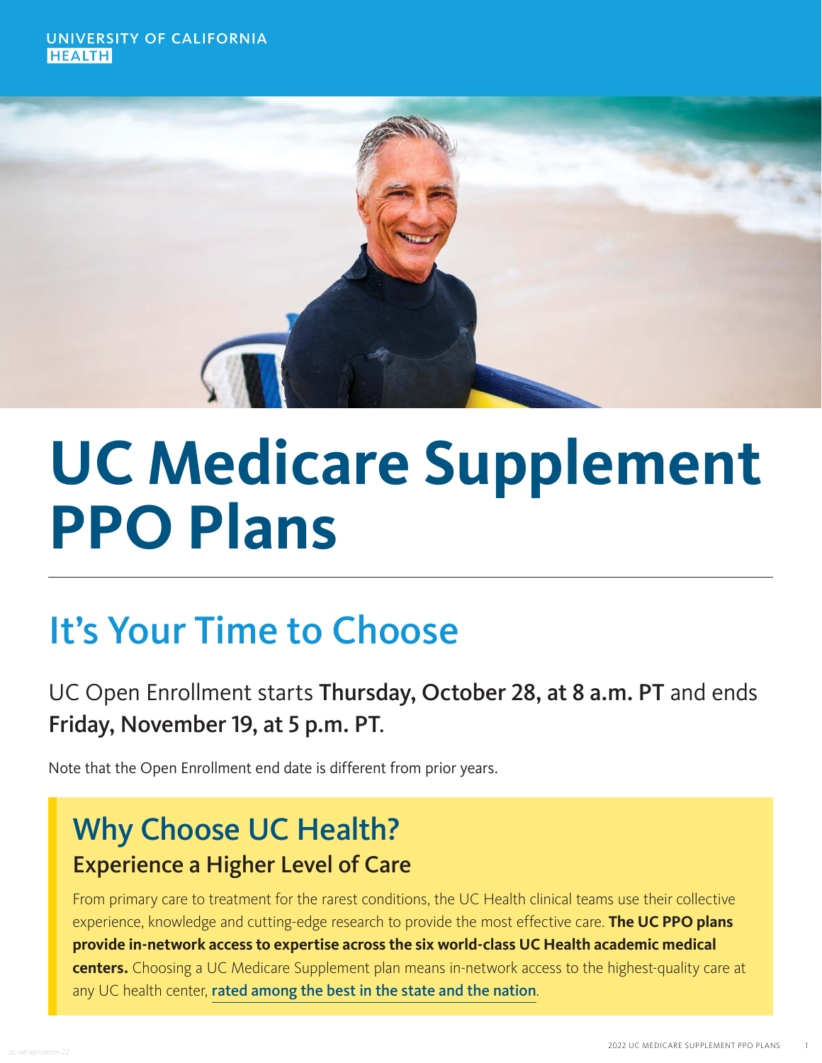UNIVERSITY OF CALIFORNIA
HEALTH

# UC Medicare Supplement PPO Plans

## It's Your Time to Choose

UC Open Enrollment starts **Thursday, October 28, at 8 a.m. PT** and ends **Friday, November 19, at 5 p.m. PT**.

Note that the Open Enrollment end date is different from prior years.

## Why Choose UC Health?

### Experience a Higher Level of Care

From primary care to treatment for the rarest conditions, the UC Health clinical teams use their collective experience, knowledge and cutting-edge research to provide the most effective care. **The UC PPO plans provide in-network access to expertise across the six world-class UC Health academic medical centers.** Choosing a UC Medicare Supplement plan means in-network access to the highest-quality care at any UC health center, **rated among the best in the state and the nation**.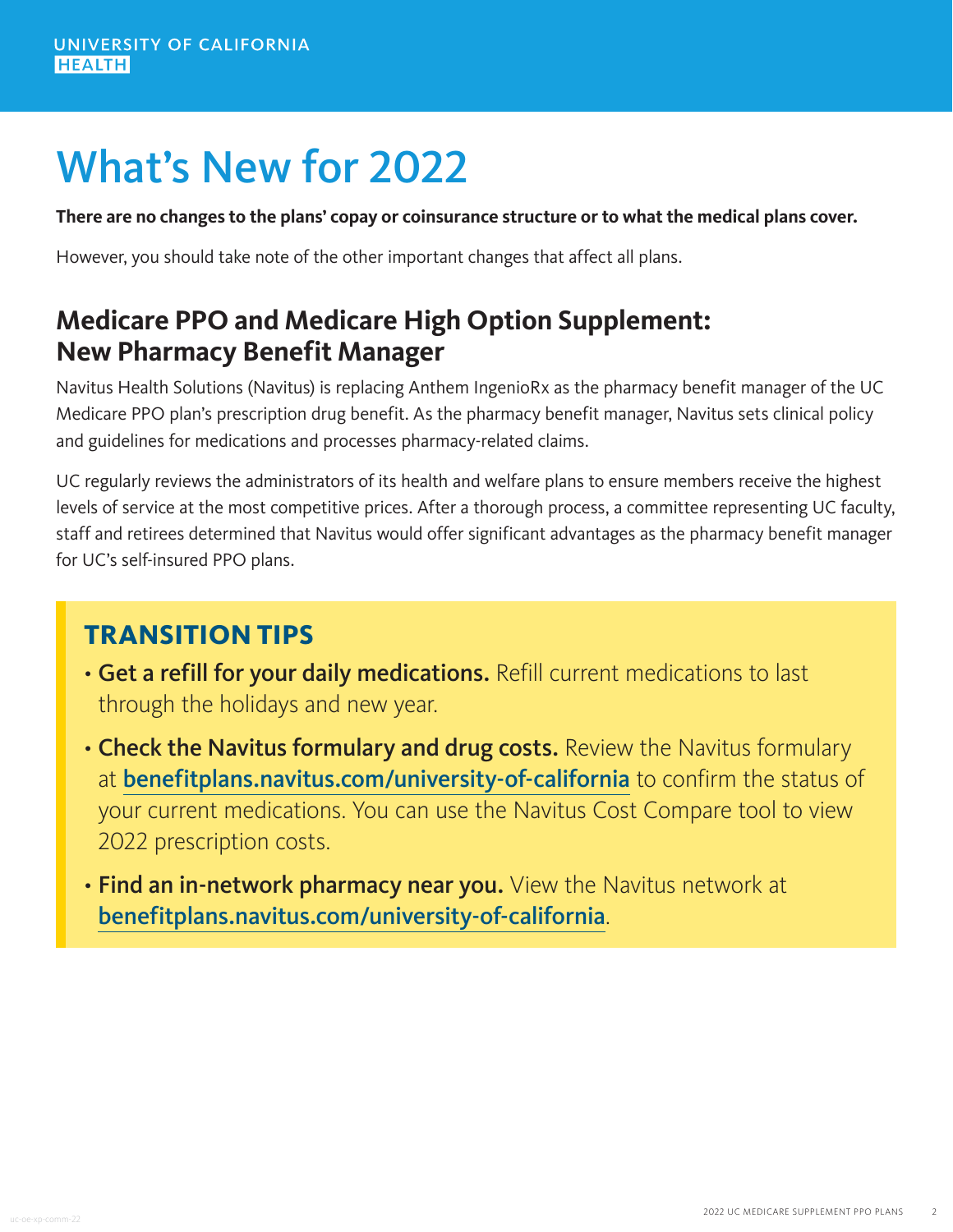# What's New for 2022

**There are no changes to the plans' copay or coinsurance structure or to what the medical plans cover.**

However, you should take note of the other important changes that affect all plans.

## Medicare PPO and Medicare High Option Supplement: New Pharmacy Benefit Manager

Navitus Health Solutions (Navitus) is replacing Anthem IngenioRx as the pharmacy benefit manager of the UC Medicare PPO plan's prescription drug benefit. As the pharmacy benefit manager, Navitus sets clinical policy and guidelines for medications and processes pharmacy-related claims.

UC regularly reviews the administrators of its health and welfare plans to ensure members receive the highest levels of service at the most competitive prices. After a thorough process, a committee representing UC faculty, staff and retirees determined that Navitus would offer significant advantages as the pharmacy benefit manager for UC's self-insured PPO plans.

### TRANSITION TIPS

- **Get a refill for your daily medications.** Refill current medications to last through the holidays and new year.
- **Check the Navitus formulary and drug costs.** Review the Navitus formulary at **benefitplans.navitus.com/university-of-california** to confirm the status of your current medications. You can use the Navitus Cost Compare tool to view 2022 prescription costs.
- **Find an in-network pharmacy near you.** View the Navitus network at **benefitplans.navitus.com/university-of-california**.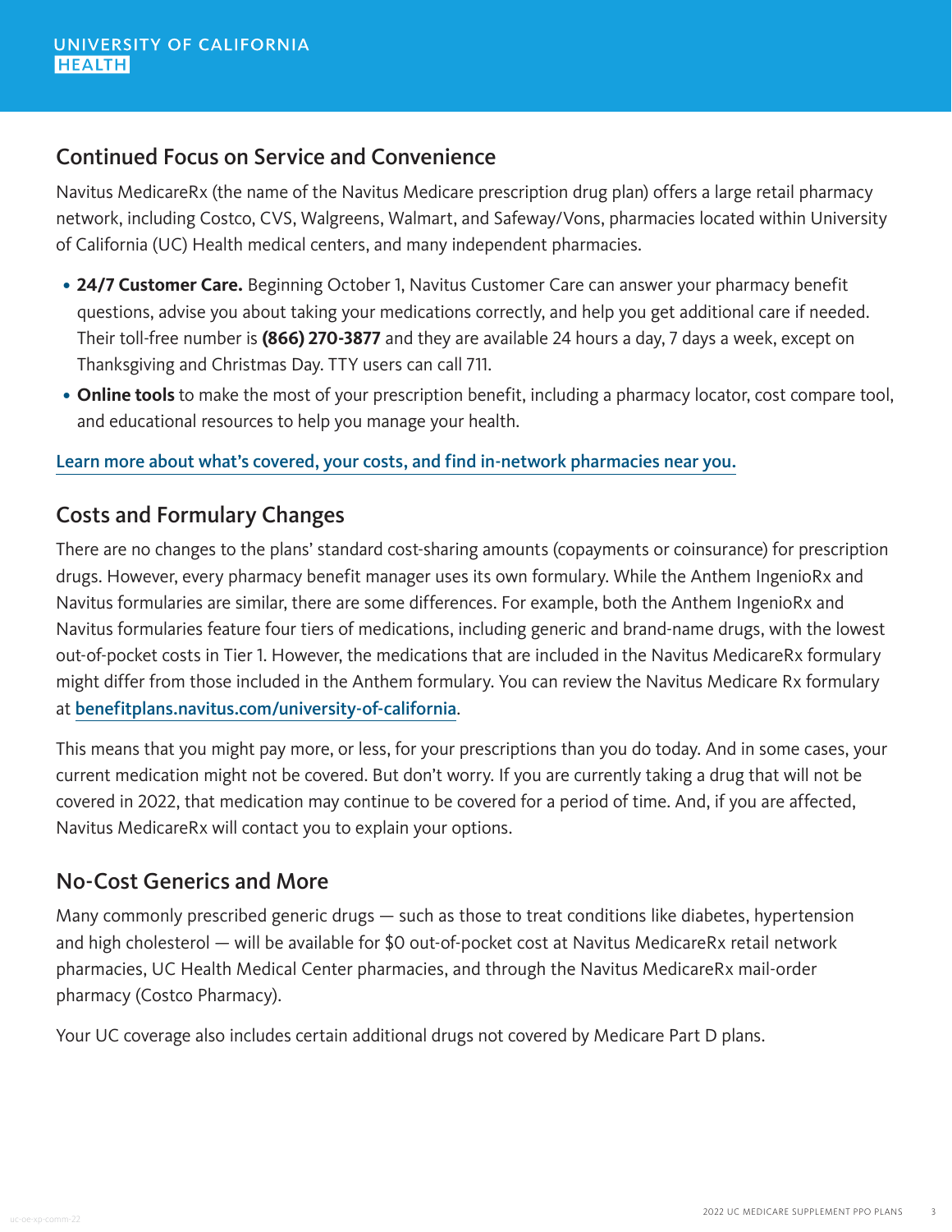## Continued Focus on Service and Convenience

Navitus MedicareRx (the name of the Navitus Medicare prescription drug plan) offers a large retail pharmacy network, including Costco, CVS, Walgreens, Walmart, and Safeway/Vons, pharmacies located within University of California (UC) Health medical centers, and many independent pharmacies.

- **24/7 Customer Care.** Beginning October 1, Navitus Customer Care can answer your pharmacy benefit questions, advise you about taking your medications correctly, and help you get additional care if needed. Their toll-free number is **(866) 270-3877** and they are available 24 hours a day, 7 days a week, except on Thanksgiving and Christmas Day. TTY users can call 711.
- **Online tools** to make the most of your prescription benefit, including a pharmacy locator, cost compare tool, and educational resources to help you manage your health.

Learn more about what's covered, your costs, and find in-network pharmacies near you.

## Costs and Formulary Changes

There are no changes to the plans' standard cost-sharing amounts (copayments or coinsurance) for prescription drugs. However, every pharmacy benefit manager uses its own formulary. While the Anthem IngenioRx and Navitus formularies are similar, there are some differences. For example, both the Anthem IngenioRx and Navitus formularies feature four tiers of medications, including generic and brand-name drugs, with the lowest out-of-pocket costs in Tier 1. However, the medications that are included in the Navitus MedicareRx formulary might differ from those included in the Anthem formulary. You can review the Navitus Medicare Rx formulary at benefitplans.navitus.com/university-of-california.

This means that you might pay more, or less, for your prescriptions than you do today. And in some cases, your current medication might not be covered. But don't worry. If you are currently taking a drug that will not be covered in 2022, that medication may continue to be covered for a period of time. And, if you are affected, Navitus MedicareRx will contact you to explain your options.

## No-Cost Generics and More

Many commonly prescribed generic drugs — such as those to treat conditions like diabetes, hypertension and high cholesterol — will be available for $0 out-of-pocket cost at Navitus MedicareRx retail network pharmacies, UC Health Medical Center pharmacies, and through the Navitus MedicareRx mail-order pharmacy (Costco Pharmacy).

Your UC coverage also includes certain additional drugs not covered by Medicare Part D plans.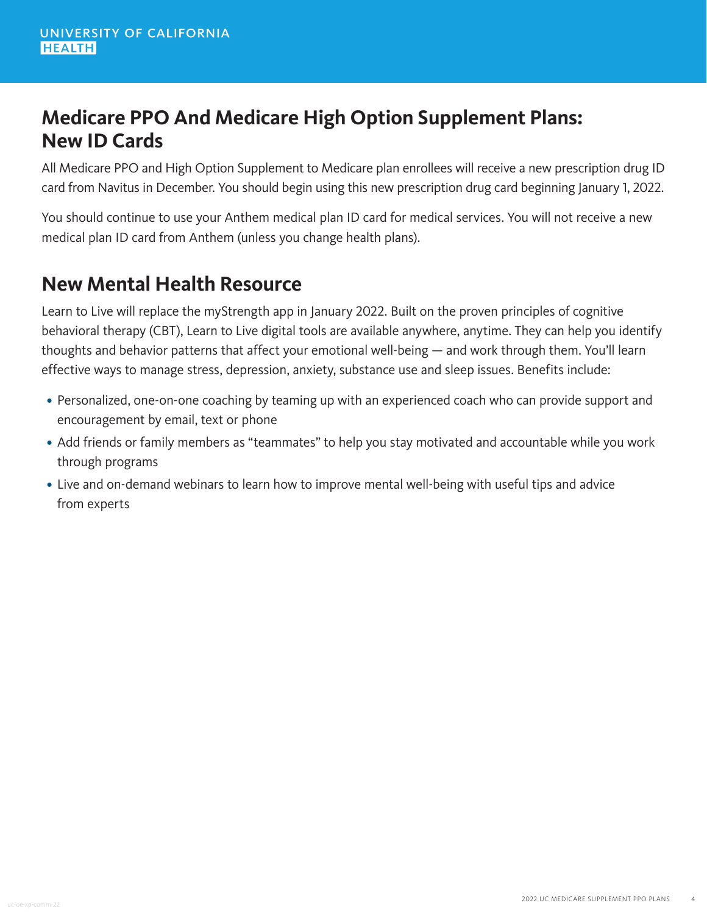## Medicare PPO And Medicare High Option Supplement Plans: New ID Cards

All Medicare PPO and High Option Supplement to Medicare plan enrollees will receive a new prescription drug ID card from Navitus in December. You should begin using this new prescription drug card beginning January 1, 2022.

You should continue to use your Anthem medical plan ID card for medical services. You will not receive a new medical plan ID card from Anthem (unless you change health plans).

## New Mental Health Resource

Learn to Live will replace the myStrength app in January 2022. Built on the proven principles of cognitive behavioral therapy (CBT), Learn to Live digital tools are available anywhere, anytime. They can help you identify thoughts and behavior patterns that affect your emotional well-being — and work through them. You'll learn effective ways to manage stress, depression, anxiety, substance use and sleep issues. Benefits include:

- Personalized, one-on-one coaching by teaming up with an experienced coach who can provide support and encouragement by email, text or phone
- Add friends or family members as "teammates" to help you stay motivated and accountable while you work through programs
- Live and on-demand webinars to learn how to improve mental well-being with useful tips and advice from experts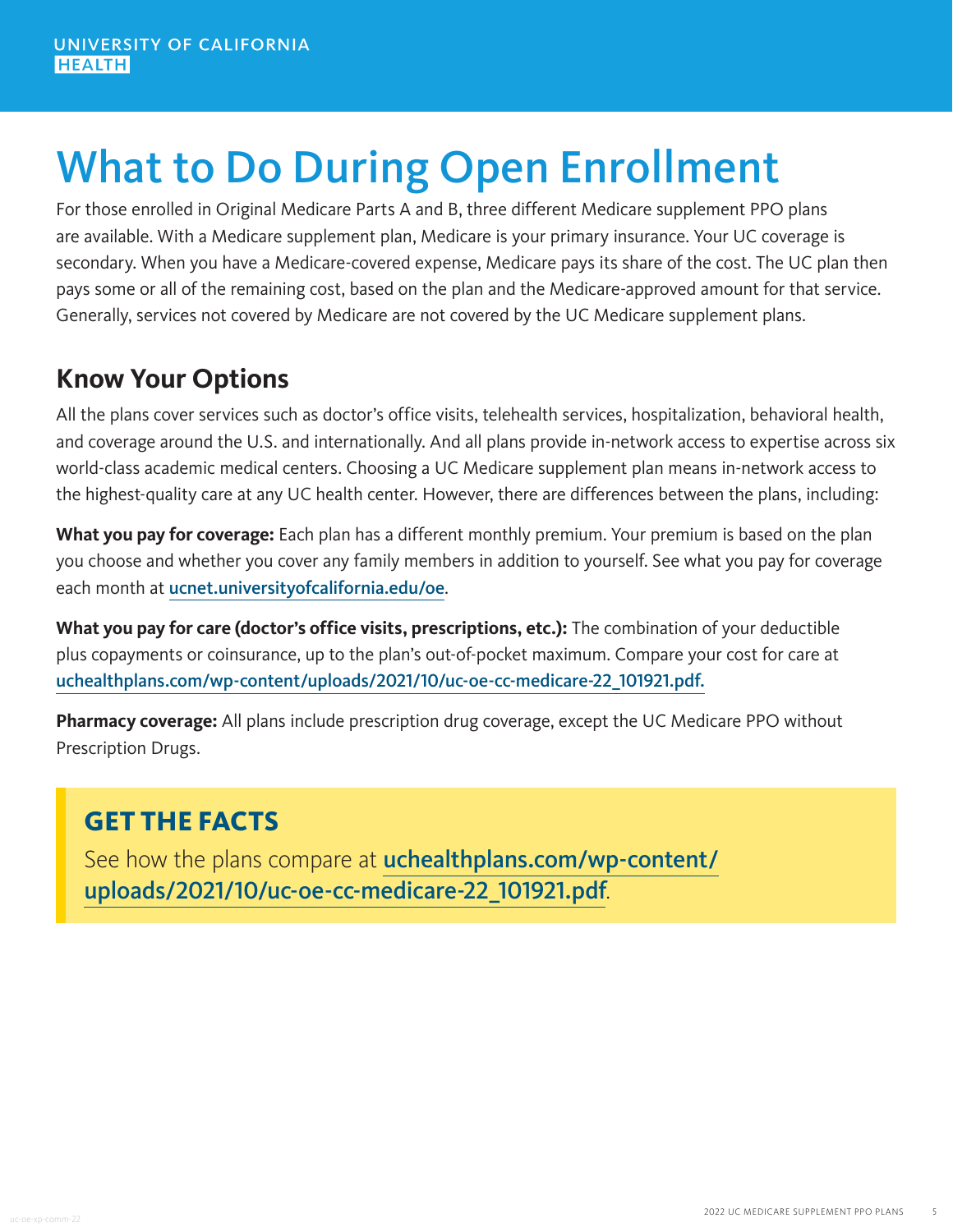UNIVERSITY OF CALIFORNIA
HEALTH

# What to Do During Open Enrollment

For those enrolled in Original Medicare Parts A and B, three different Medicare supplement PPO plans are available. With a Medicare supplement plan, Medicare is your primary insurance. Your UC coverage is secondary. When you have a Medicare-covered expense, Medicare pays its share of the cost. The UC plan then pays some or all of the remaining cost, based on the plan and the Medicare-approved amount for that service. Generally, services not covered by Medicare are not covered by the UC Medicare supplement plans.

## Know Your Options

All the plans cover services such as doctor's office visits, telehealth services, hospitalization, behavioral health, and coverage around the U.S. and internationally. And all plans provide in-network access to expertise across six world-class academic medical centers. Choosing a UC Medicare supplement plan means in-network access to the highest-quality care at any UC health center. However, there are differences between the plans, including:

**What you pay for coverage:** Each plan has a different monthly premium. Your premium is based on the plan you choose and whether you cover any family members in addition to yourself. See what you pay for coverage each month at ucnet.universityofcalifornia.edu/oe.

**What you pay for care (doctor's office visits, prescriptions, etc.):** The combination of your deductible plus copayments or coinsurance, up to the plan's out-of-pocket maximum. Compare your cost for care at uchealthplans.com/wp-content/uploads/2021/10/uc-oe-cc-medicare-22_101921.pdf.

**Pharmacy coverage:** All plans include prescription drug coverage, except the UC Medicare PPO without Prescription Drugs.

### GET THE FACTS

See how the plans compare at uchealthplans.com/wp-content/uploads/2021/10/uc-oe-cc-medicare-22_101921.pdf.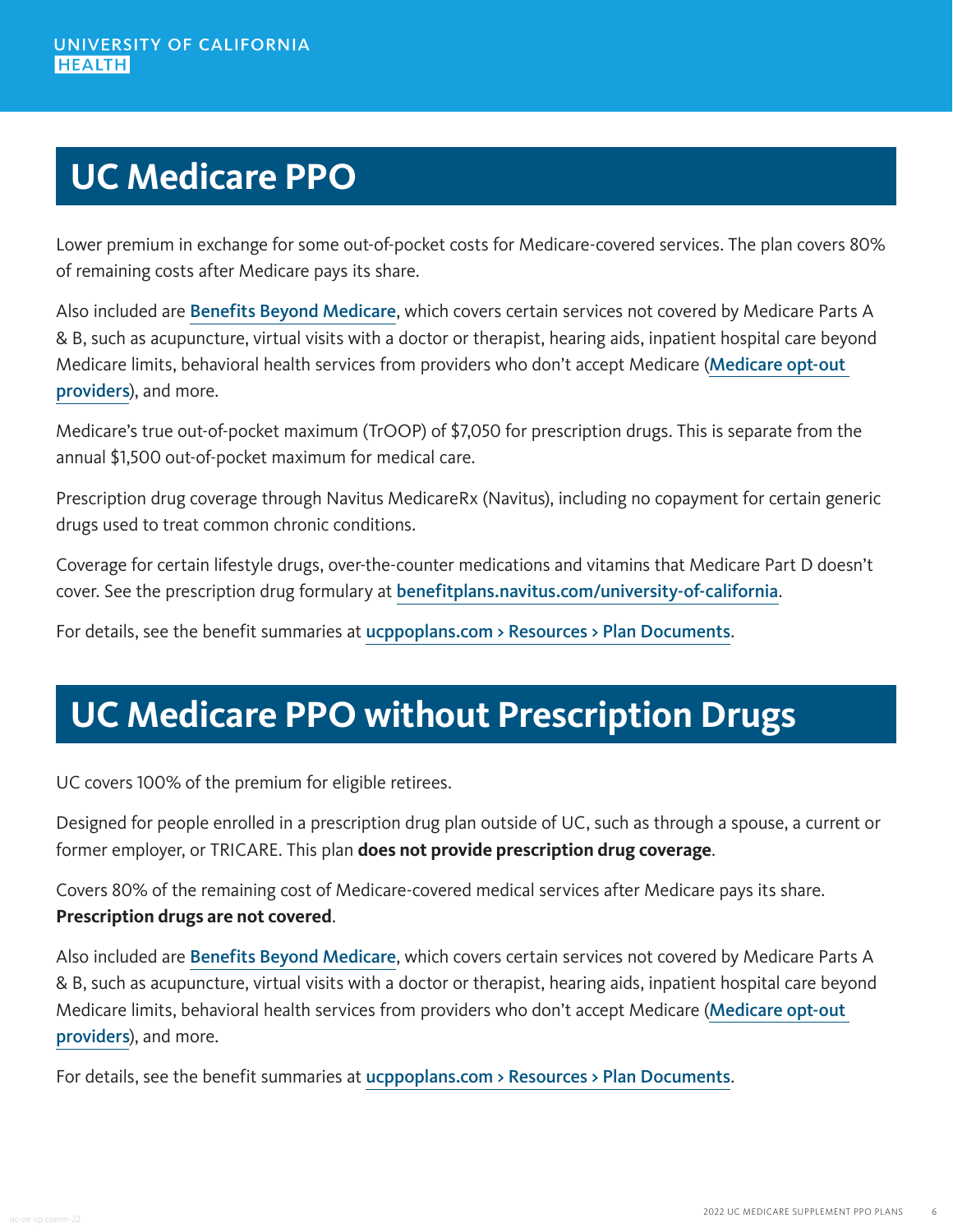# UC Medicare PPO

Lower premium in exchange for some out-of-pocket costs for Medicare-covered services. The plan covers 80% of remaining costs after Medicare pays its share.

Also included are **Benefits Beyond Medicare**, which covers certain services not covered by Medicare Parts A & B, such as acupuncture, virtual visits with a doctor or therapist, hearing aids, inpatient hospital care beyond Medicare limits, behavioral health services from providers who don't accept Medicare (**Medicare opt-out providers**), and more.

Medicare's true out-of-pocket maximum (TrOOP) of $7,050 for prescription drugs. This is separate from the annual $1,500 out-of-pocket maximum for medical care.

Prescription drug coverage through Navitus MedicareRx (Navitus), including no copayment for certain generic drugs used to treat common chronic conditions.

Coverage for certain lifestyle drugs, over-the-counter medications and vitamins that Medicare Part D doesn't cover. See the prescription drug formulary at benefitplans.navitus.com/university-of-california.

For details, see the benefit summaries at ucppoplans.com > Resources > Plan Documents.

# UC Medicare PPO without Prescription Drugs

UC covers 100% of the premium for eligible retirees.

Designed for people enrolled in a prescription drug plan outside of UC, such as through a spouse, a current or former employer, or TRICARE. This plan **does not provide prescription drug coverage**.

Covers 80% of the remaining cost of Medicare-covered medical services after Medicare pays its share. **Prescription drugs are not covered**.

Also included are **Benefits Beyond Medicare**, which covers certain services not covered by Medicare Parts A & B, such as acupuncture, virtual visits with a doctor or therapist, hearing aids, inpatient hospital care beyond Medicare limits, behavioral health services from providers who don't accept Medicare (**Medicare opt-out providers**), and more.

For details, see the benefit summaries at ucppoplans.com > Resources > Plan Documents.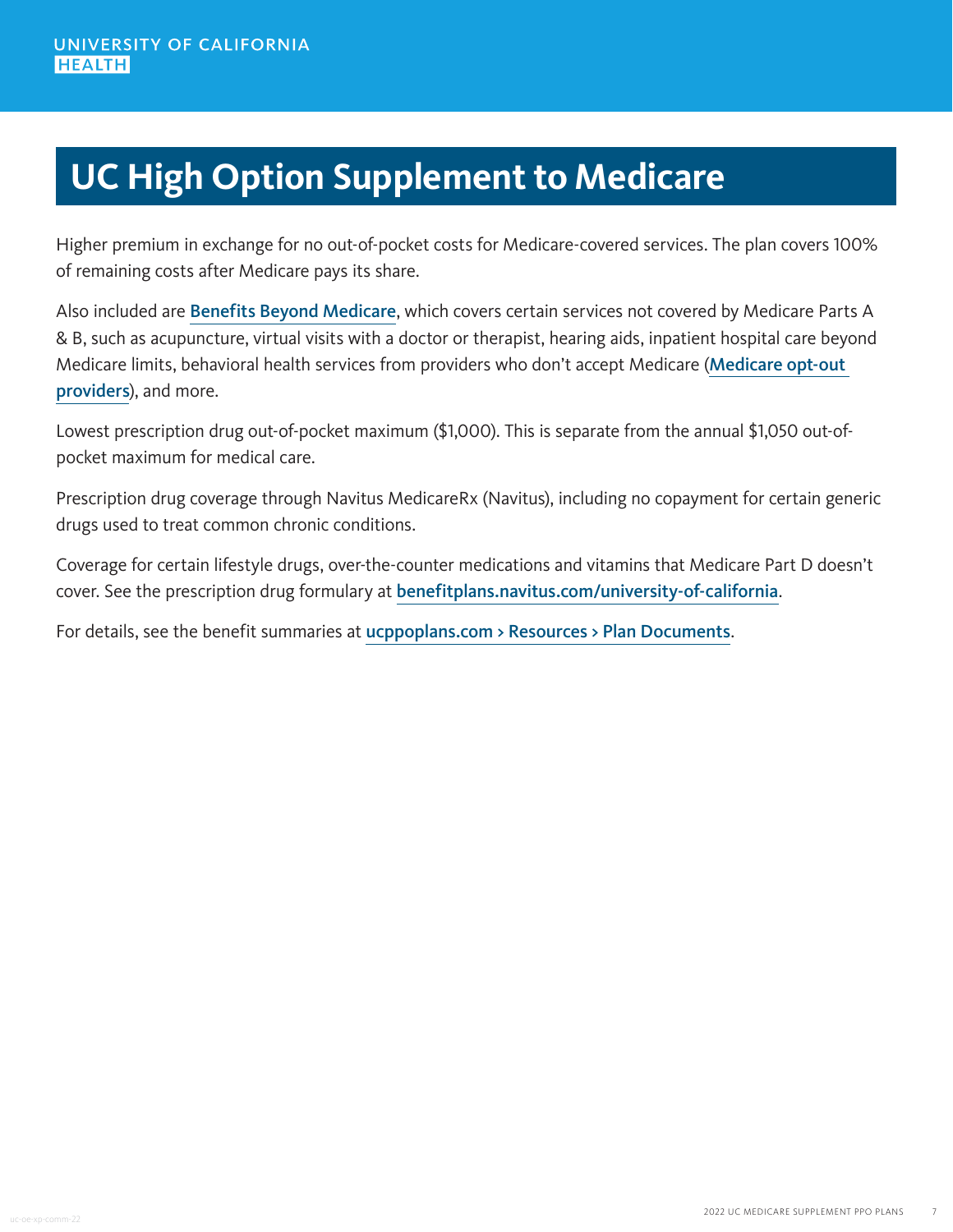# UC High Option Supplement to Medicare

Higher premium in exchange for no out-of-pocket costs for Medicare-covered services. The plan covers 100% of remaining costs after Medicare pays its share.

Also included are **Benefits Beyond Medicare**, which covers certain services not covered by Medicare Parts A & B, such as acupuncture, virtual visits with a doctor or therapist, hearing aids, inpatient hospital care beyond Medicare limits, behavioral health services from providers who don't accept Medicare (**Medicare opt-out providers**), and more.

Lowest prescription drug out-of-pocket maximum ($1,000). This is separate from the annual $1,050 out-of-pocket maximum for medical care.

Prescription drug coverage through Navitus MedicareRx (Navitus), including no copayment for certain generic drugs used to treat common chronic conditions.

Coverage for certain lifestyle drugs, over-the-counter medications and vitamins that Medicare Part D doesn't cover. See the prescription drug formulary at **benefitplans.navitus.com/university-of-california**.

For details, see the benefit summaries at **ucppoplans.com > Resources > Plan Documents**.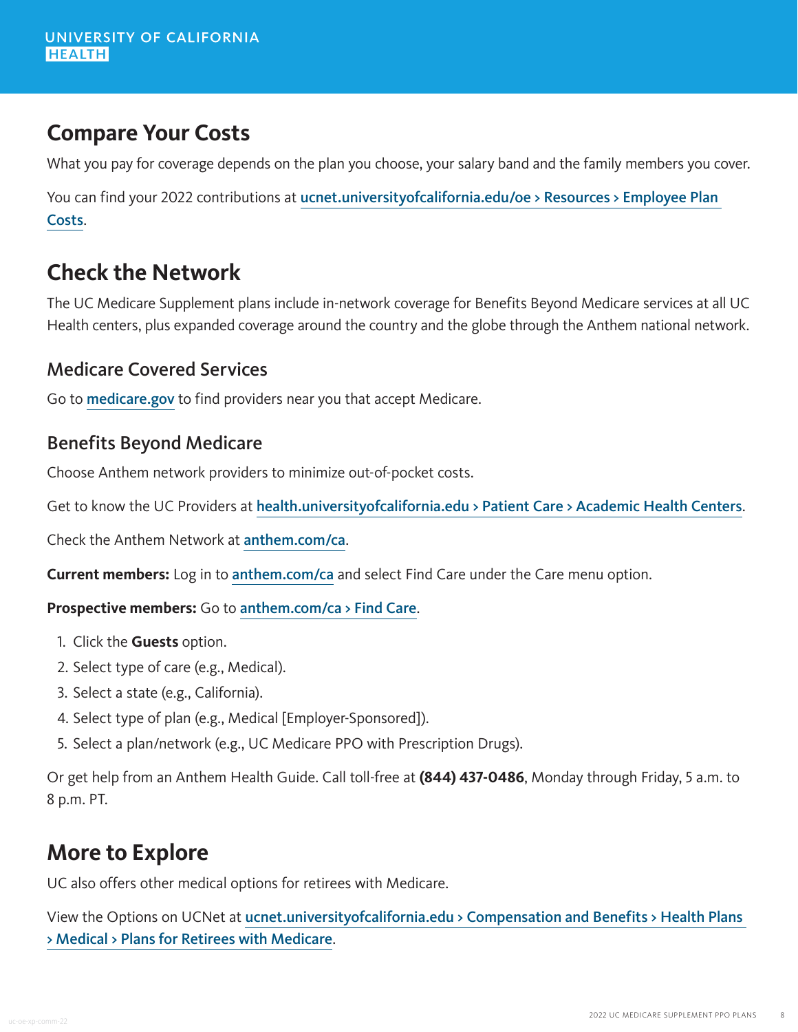## Compare Your Costs

What you pay for coverage depends on the plan you choose, your salary band and the family members you cover.

You can find your 2022 contributions at ucnet.universityofcalifornia.edu/oe > Resources > Employee Plan Costs.

## Check the Network

The UC Medicare Supplement plans include in-network coverage for Benefits Beyond Medicare services at all UC Health centers, plus expanded coverage around the country and the globe through the Anthem national network.

### Medicare Covered Services

Go to medicare.gov to find providers near you that accept Medicare.

### Benefits Beyond Medicare

Choose Anthem network providers to minimize out-of-pocket costs.

Get to know the UC Providers at health.universityofcalifornia.edu > Patient Care > Academic Health Centers.

Check the Anthem Network at anthem.com/ca.

**Current members:** Log in to anthem.com/ca and select Find Care under the Care menu option.

**Prospective members:** Go to anthem.com/ca > Find Care.

1. Click the **Guests** option.
2. Select type of care (e.g., Medical).
3. Select a state (e.g., California).
4. Select type of plan (e.g., Medical [Employer-Sponsored]).
5. Select a plan/network (e.g., UC Medicare PPO with Prescription Drugs).

Or get help from an Anthem Health Guide. Call toll-free at **(844) 437-0486**, Monday through Friday, 5 a.m. to 8 p.m. PT.

## More to Explore

UC also offers other medical options for retirees with Medicare.

View the Options on UCNet at ucnet.universityofcalifornia.edu > Compensation and Benefits > Health Plans > Medical > Plans for Retirees with Medicare.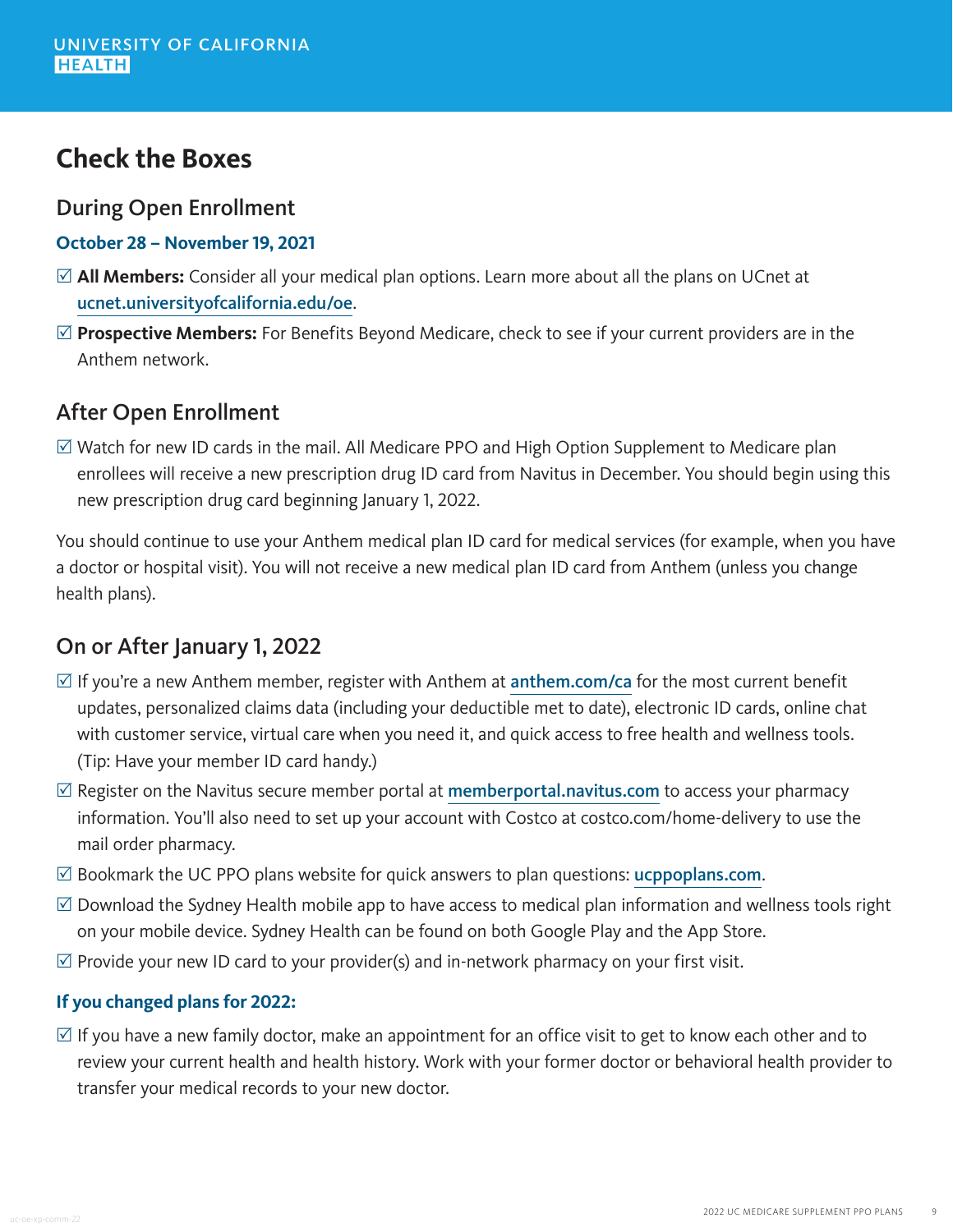UNIVERSITY OF CALIFORNIA
HEALTH

# Check the Boxes

## During Open Enrollment

**October 28 – November 19, 2021**

- ☑ **All Members:** Consider all your medical plan options. Learn more about all the plans on UCnet at ucnet.universityofcalifornia.edu/oe.
- ☑ **Prospective Members:** For Benefits Beyond Medicare, check to see if your current providers are in the Anthem network.

## After Open Enrollment

- ☑ Watch for new ID cards in the mail. All Medicare PPO and High Option Supplement to Medicare plan enrollees will receive a new prescription drug ID card from Navitus in December. You should begin using this new prescription drug card beginning January 1, 2022.

You should continue to use your Anthem medical plan ID card for medical services (for example, when you have a doctor or hospital visit). You will not receive a new medical plan ID card from Anthem (unless you change health plans).

## On or After January 1, 2022

- ☑ If you're a new Anthem member, register with Anthem at **anthem.com/ca** for the most current benefit updates, personalized claims data (including your deductible met to date), electronic ID cards, online chat with customer service, virtual care when you need it, and quick access to free health and wellness tools. (Tip: Have your member ID card handy.)
- ☑ Register on the Navitus secure member portal at **memberportal.navitus.com** to access your pharmacy information. You'll also need to set up your account with Costco at costco.com/home-delivery to use the mail order pharmacy.
- ☑ Bookmark the UC PPO plans website for quick answers to plan questions: **ucppoplans.com**.
- ☑ Download the Sydney Health mobile app to have access to medical plan information and wellness tools right on your mobile device. Sydney Health can be found on both Google Play and the App Store.
- ☑ Provide your new ID card to your provider(s) and in-network pharmacy on your first visit.

**If you changed plans for 2022:**

- ☑ If you have a new family doctor, make an appointment for an office visit to get to know each other and to review your current health and health history. Work with your former doctor or behavioral health provider to transfer your medical records to your new doctor.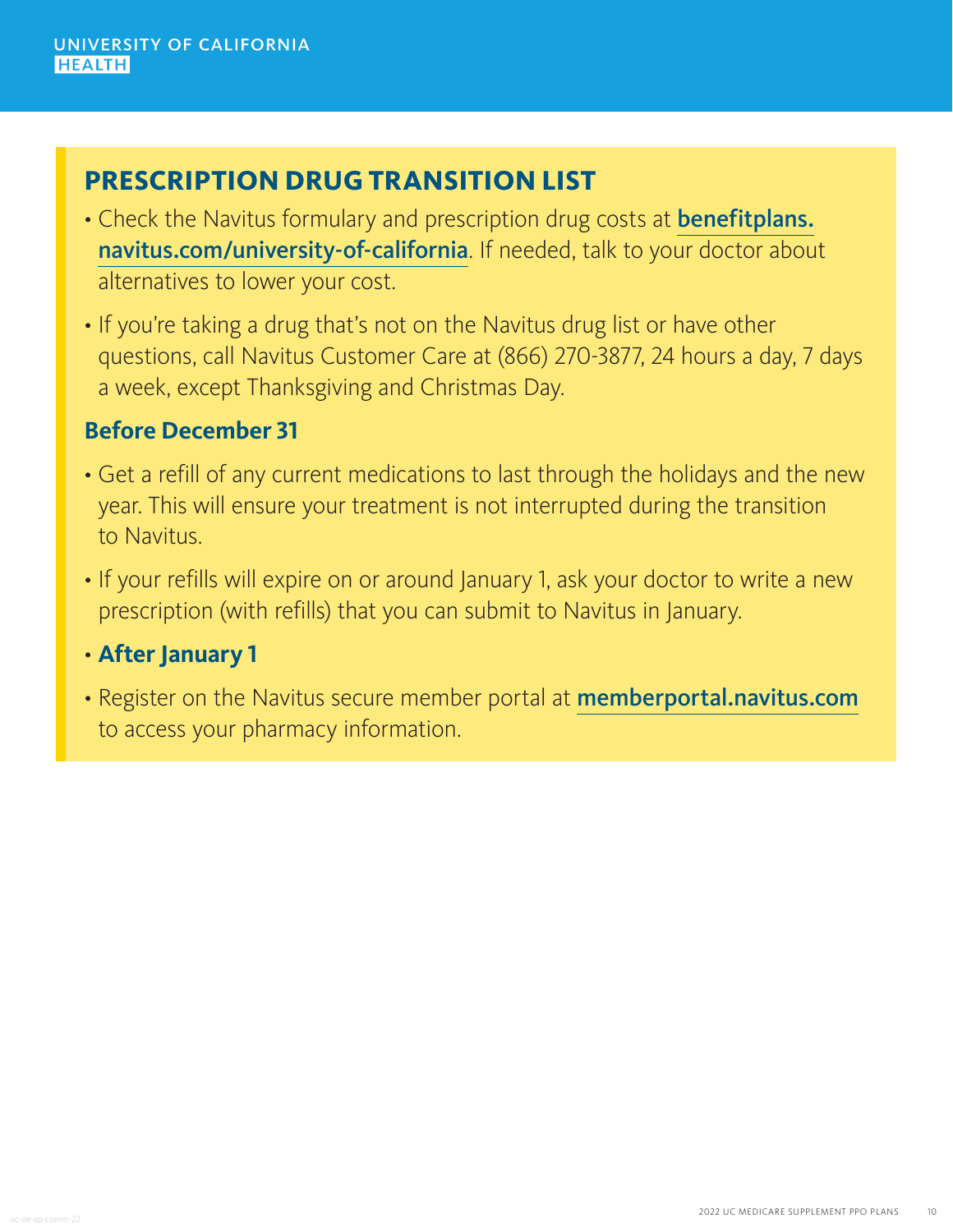## PRESCRIPTION DRUG TRANSITION LIST

- Check the Navitus formulary and prescription drug costs at **benefitplans.navitus.com/university-of-california**. If needed, talk to your doctor about alternatives to lower your cost.
- If you're taking a drug that's not on the Navitus drug list or have other questions, call Navitus Customer Care at (866) 270-3877, 24 hours a day, 7 days a week, except Thanksgiving and Christmas Day.

### Before December 31

- Get a refill of any current medications to last through the holidays and the new year. This will ensure your treatment is not interrupted during the transition to Navitus.
- If your refills will expire on or around January 1, ask your doctor to write a new prescription (with refills) that you can submit to Navitus in January.
- **After January 1**
- Register on the Navitus secure member portal at **memberportal.navitus.com** to access your pharmacy information.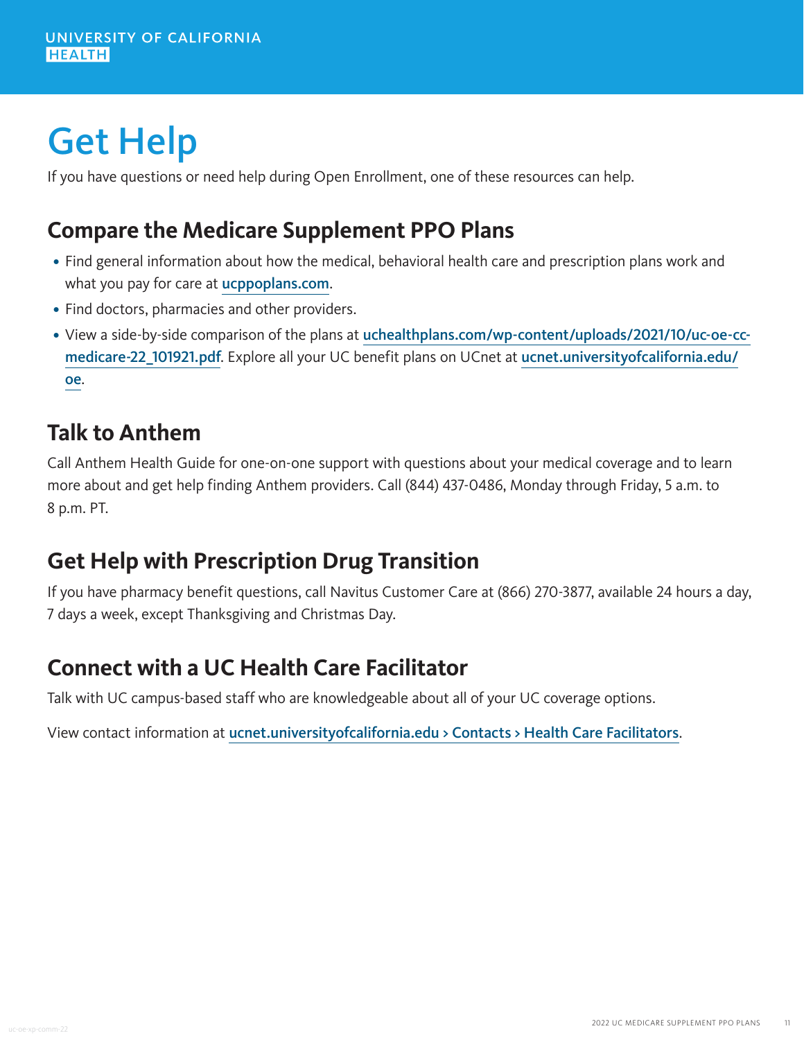# Get Help

If you have questions or need help during Open Enrollment, one of these resources can help.

## Compare the Medicare Supplement PPO Plans

- Find general information about how the medical, behavioral health care and prescription plans work and what you pay for care at ucppoplans.com.
- Find doctors, pharmacies and other providers.
- View a side-by-side comparison of the plans at uchealthplans.com/wp-content/uploads/2021/10/uc-oe-cc-medicare-22_101921.pdf. Explore all your UC benefit plans on UCnet at ucnet.universityofcalifornia.edu/oe.

## Talk to Anthem

Call Anthem Health Guide for one-on-one support with questions about your medical coverage and to learn more about and get help finding Anthem providers. Call (844) 437-0486, Monday through Friday, 5 a.m. to 8 p.m. PT.

## Get Help with Prescription Drug Transition

If you have pharmacy benefit questions, call Navitus Customer Care at (866) 270-3877, available 24 hours a day, 7 days a week, except Thanksgiving and Christmas Day.

## Connect with a UC Health Care Facilitator

Talk with UC campus-based staff who are knowledgeable about all of your UC coverage options.

View contact information at ucnet.universityofcalifornia.edu > Contacts > Health Care Facilitators.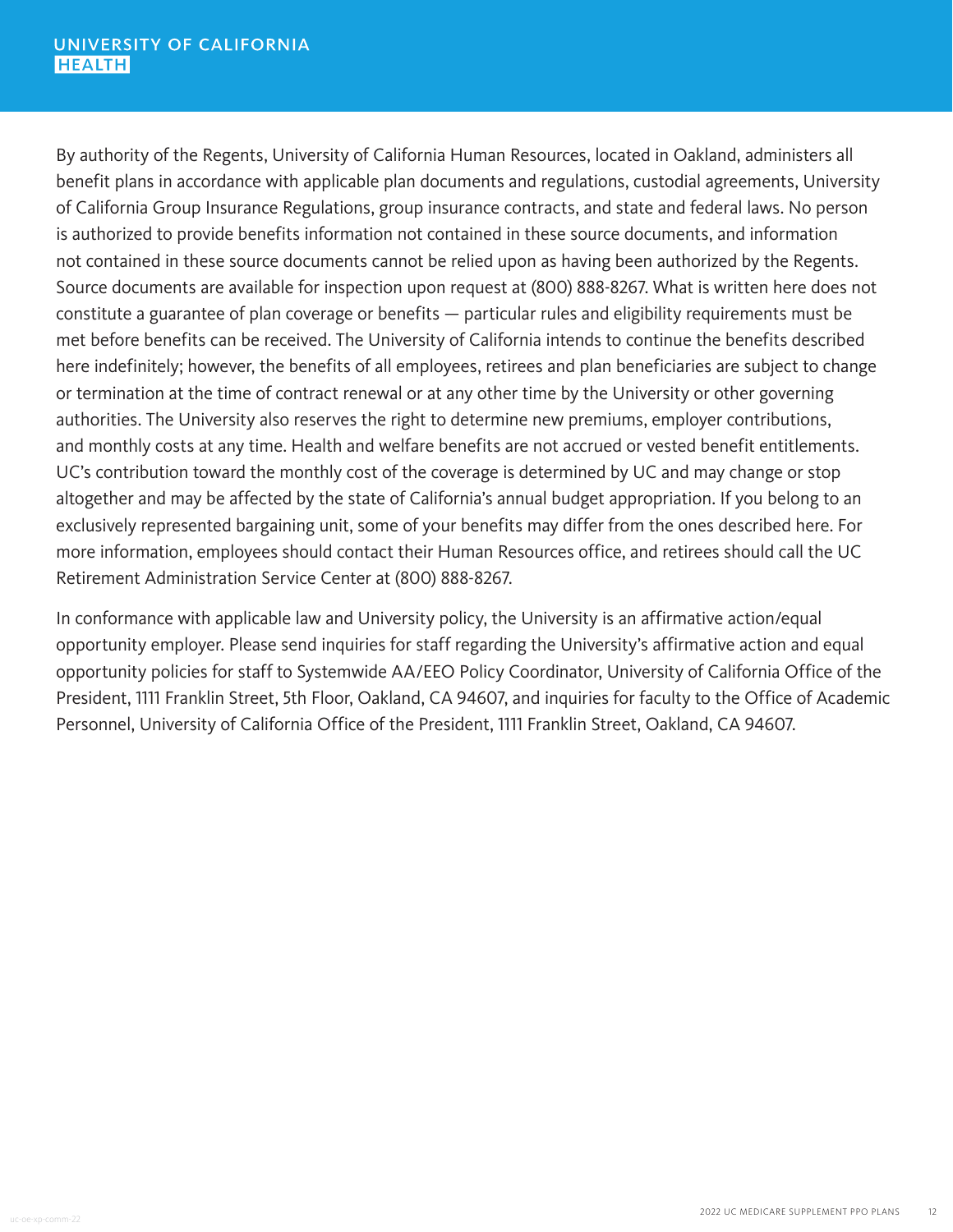By authority of the Regents, University of California Human Resources, located in Oakland, administers all benefit plans in accordance with applicable plan documents and regulations, custodial agreements, University of California Group Insurance Regulations, group insurance contracts, and state and federal laws. No person is authorized to provide benefits information not contained in these source documents, and information not contained in these source documents cannot be relied upon as having been authorized by the Regents. Source documents are available for inspection upon request at (800) 888-8267. What is written here does not constitute a guarantee of plan coverage or benefits — particular rules and eligibility requirements must be met before benefits can be received. The University of California intends to continue the benefits described here indefinitely; however, the benefits of all employees, retirees and plan beneficiaries are subject to change or termination at the time of contract renewal or at any other time by the University or other governing authorities. The University also reserves the right to determine new premiums, employer contributions, and monthly costs at any time. Health and welfare benefits are not accrued or vested benefit entitlements. UC's contribution toward the monthly cost of the coverage is determined by UC and may change or stop altogether and may be affected by the state of California's annual budget appropriation. If you belong to an exclusively represented bargaining unit, some of your benefits may differ from the ones described here. For more information, employees should contact their Human Resources office, and retirees should call the UC Retirement Administration Service Center at (800) 888-8267.

In conformance with applicable law and University policy, the University is an affirmative action/equal opportunity employer. Please send inquiries for staff regarding the University's affirmative action and equal opportunity policies for staff to Systemwide AA/EEO Policy Coordinator, University of California Office of the President, 1111 Franklin Street, 5th Floor, Oakland, CA 94607, and inquiries for faculty to the Office of Academic Personnel, University of California Office of the President, 1111 Franklin Street, Oakland, CA 94607.

uc-oe-xp-comm-22